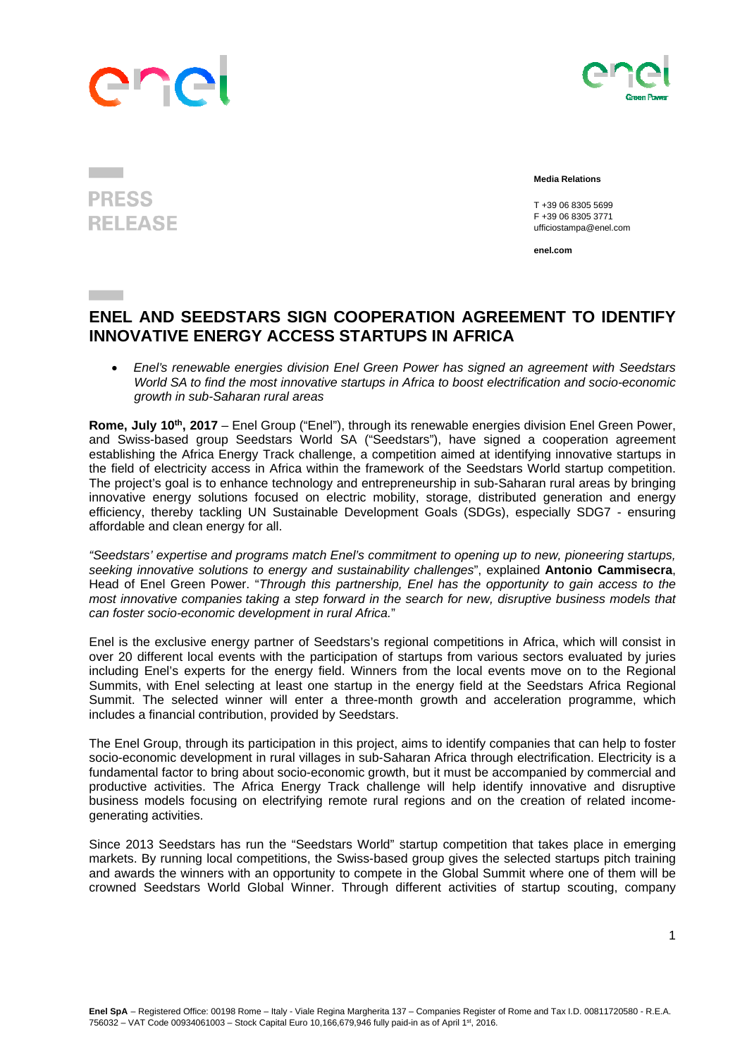PRESS RELEASE

**Media Relations**

T +39 06 8305 5699
F +39 06 8305 3771
ufficiostampa@enel.com

**enel.com**

# ENEL AND SEEDSTARS SIGN COOPERATION AGREEMENT TO IDENTIFY INNOVATIVE ENERGY ACCESS STARTUPS IN AFRICA

- *Enel's renewable energies division Enel Green Power has signed an agreement with Seedstars World SA to find the most innovative startups in Africa to boost electrification and socio-economic growth in sub-Saharan rural areas*

**Rome, July 10th, 2017** – Enel Group ("Enel"), through its renewable energies division Enel Green Power, and Swiss-based group Seedstars World SA ("Seedstars"), have signed a cooperation agreement establishing the Africa Energy Track challenge, a competition aimed at identifying innovative startups in the field of electricity access in Africa within the framework of the Seedstars World startup competition. The project's goal is to enhance technology and entrepreneurship in sub-Saharan rural areas by bringing innovative energy solutions focused on electric mobility, storage, distributed generation and energy efficiency, thereby tackling UN Sustainable Development Goals (SDGs), especially SDG7 - ensuring affordable and clean energy for all.

*"Seedstars' expertise and programs match Enel's commitment to opening up to new, pioneering startups, seeking innovative solutions to energy and sustainability challenges*", explained **Antonio Cammisecra**, Head of Enel Green Power. "*Through this partnership, Enel has the opportunity to gain access to the most innovative companies taking a step forward in the search for new, disruptive business models that can foster socio-economic development in rural Africa.*"

Enel is the exclusive energy partner of Seedstars's regional competitions in Africa, which will consist in over 20 different local events with the participation of startups from various sectors evaluated by juries including Enel's experts for the energy field. Winners from the local events move on to the Regional Summits, with Enel selecting at least one startup in the energy field at the Seedstars Africa Regional Summit. The selected winner will enter a three-month growth and acceleration programme, which includes a financial contribution, provided by Seedstars.

The Enel Group, through its participation in this project, aims to identify companies that can help to foster socio-economic development in rural villages in sub-Saharan Africa through electrification. Electricity is a fundamental factor to bring about socio-economic growth, but it must be accompanied by commercial and productive activities. The Africa Energy Track challenge will help identify innovative and disruptive business models focusing on electrifying remote rural regions and on the creation of related income-generating activities.

Since 2013 Seedstars has run the "Seedstars World" startup competition that takes place in emerging markets. By running local competitions, the Swiss-based group gives the selected startups pitch training and awards the winners with an opportunity to compete in the Global Summit where one of them will be crowned Seedstars World Global Winner. Through different activities of startup scouting, company

**Enel SpA** – Registered Office: 00198 Rome – Italy - Viale Regina Margherita 137 – Companies Register of Rome and Tax I.D. 00811720580 - R.E.A. 756032 – VAT Code 00934061003 – Stock Capital Euro 10,166,679,946 fully paid-in as of April 1st, 2016.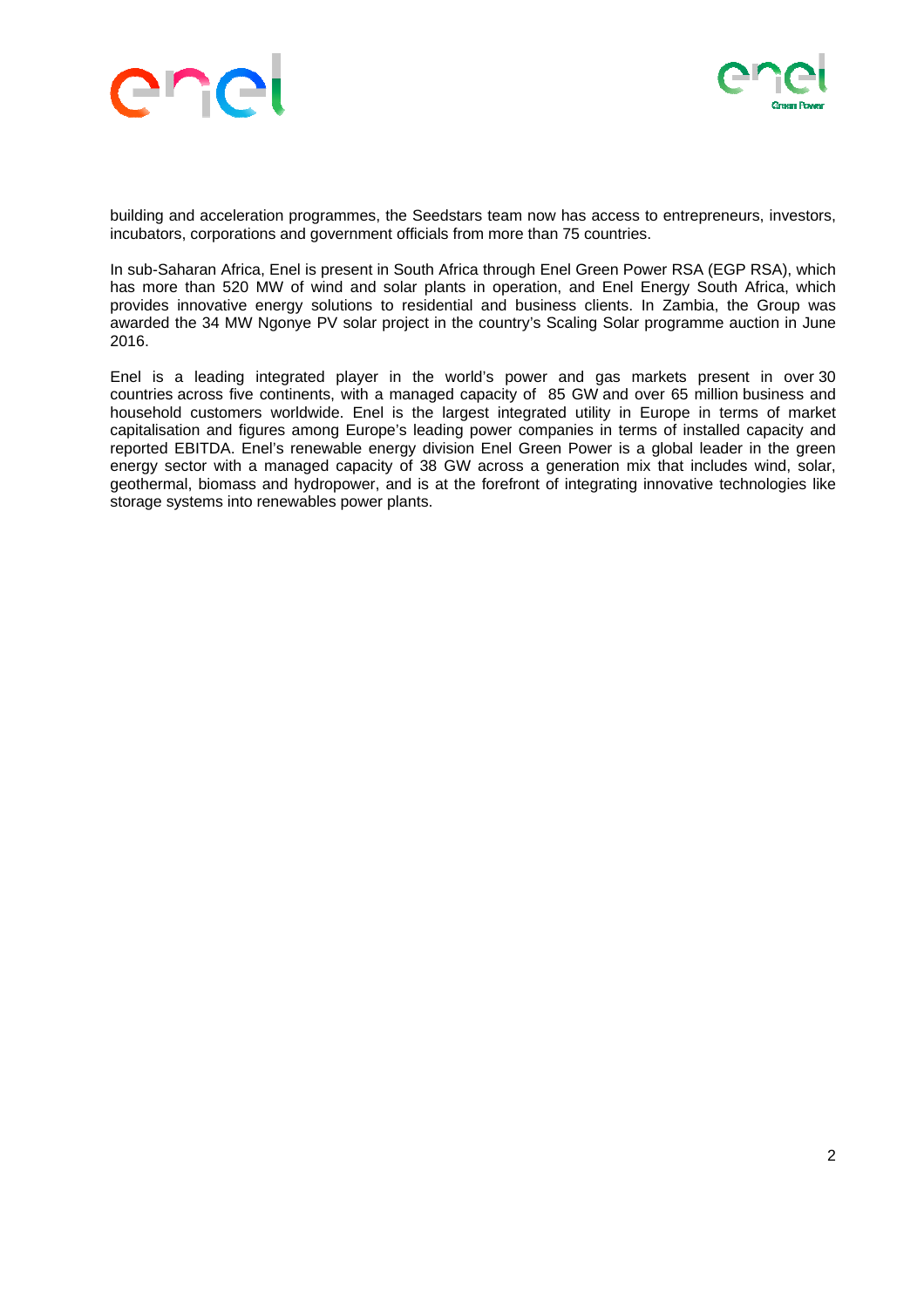building and acceleration programmes, the Seedstars team now has access to entrepreneurs, investors, incubators, corporations and government officials from more than 75 countries.

In sub-Saharan Africa, Enel is present in South Africa through Enel Green Power RSA (EGP RSA), which has more than 520 MW of wind and solar plants in operation, and Enel Energy South Africa, which provides innovative energy solutions to residential and business clients. In Zambia, the Group was awarded the 34 MW Ngonye PV solar project in the country's Scaling Solar programme auction in June 2016.

Enel is a leading integrated player in the world's power and gas markets present in over 30 countries across five continents, with a managed capacity of 85 GW and over 65 million business and household customers worldwide. Enel is the largest integrated utility in Europe in terms of market capitalisation and figures among Europe's leading power companies in terms of installed capacity and reported EBITDA. Enel's renewable energy division Enel Green Power is a global leader in the green energy sector with a managed capacity of 38 GW across a generation mix that includes wind, solar, geothermal, biomass and hydropower, and is at the forefront of integrating innovative technologies like storage systems into renewables power plants.